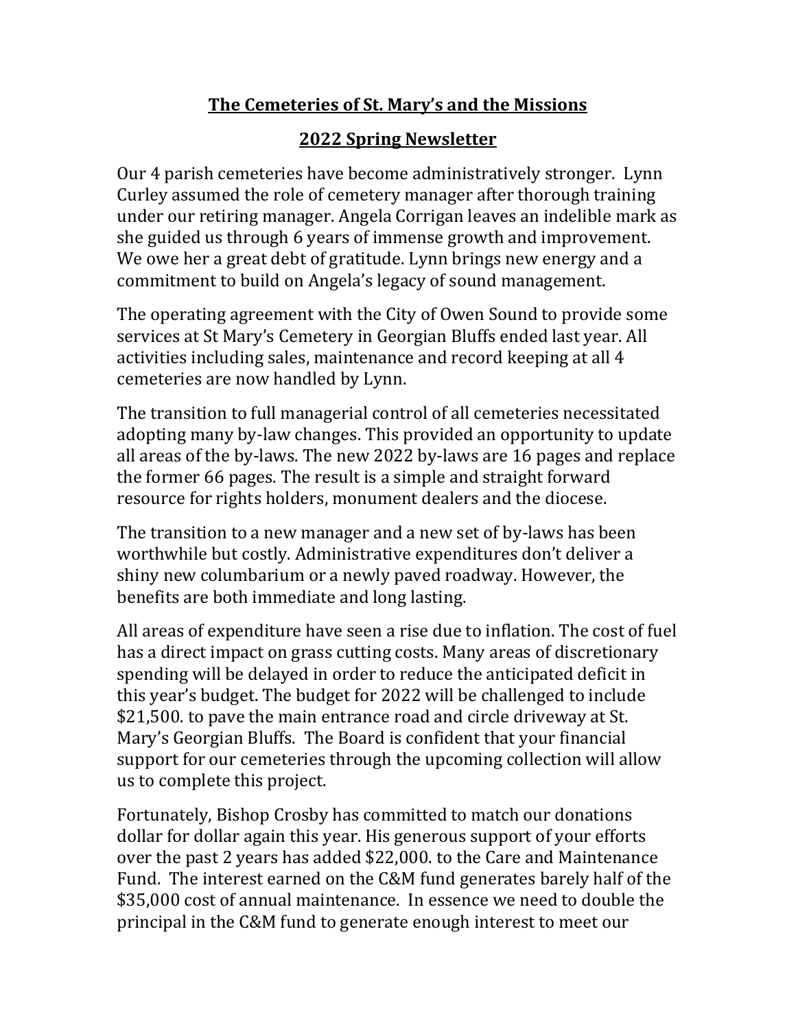# The Cemeteries of St. Mary's and the Missions

## 2022 Spring Newsletter

Our 4 parish cemeteries have become administratively stronger. Lynn Curley assumed the role of cemetery manager after thorough training under our retiring manager. Angela Corrigan leaves an indelible mark as she guided us through 6 years of immense growth and improvement. We owe her a great debt of gratitude. Lynn brings new energy and a commitment to build on Angela's legacy of sound management.

The operating agreement with the City of Owen Sound to provide some services at St Mary's Cemetery in Georgian Bluffs ended last year. All activities including sales, maintenance and record keeping at all 4 cemeteries are now handled by Lynn.

The transition to full managerial control of all cemeteries necessitated adopting many by-law changes. This provided an opportunity to update all areas of the by-laws. The new 2022 by-laws are 16 pages and replace the former 66 pages. The result is a simple and straight forward resource for rights holders, monument dealers and the diocese.

The transition to a new manager and a new set of by-laws has been worthwhile but costly. Administrative expenditures don't deliver a shiny new columbarium or a newly paved roadway. However, the benefits are both immediate and long lasting.

All areas of expenditure have seen a rise due to inflation. The cost of fuel has a direct impact on grass cutting costs. Many areas of discretionary spending will be delayed in order to reduce the anticipated deficit in this year's budget. The budget for 2022 will be challenged to include $21,500. to pave the main entrance road and circle driveway at St. Mary's Georgian Bluffs. The Board is confident that your financial support for our cemeteries through the upcoming collection will allow us to complete this project.

Fortunately, Bishop Crosby has committed to match our donations dollar for dollar again this year. His generous support of your efforts over the past 2 years has added $22,000. to the Care and Maintenance Fund. The interest earned on the C&M fund generates barely half of the $35,000 cost of annual maintenance. In essence we need to double the principal in the C&M fund to generate enough interest to meet our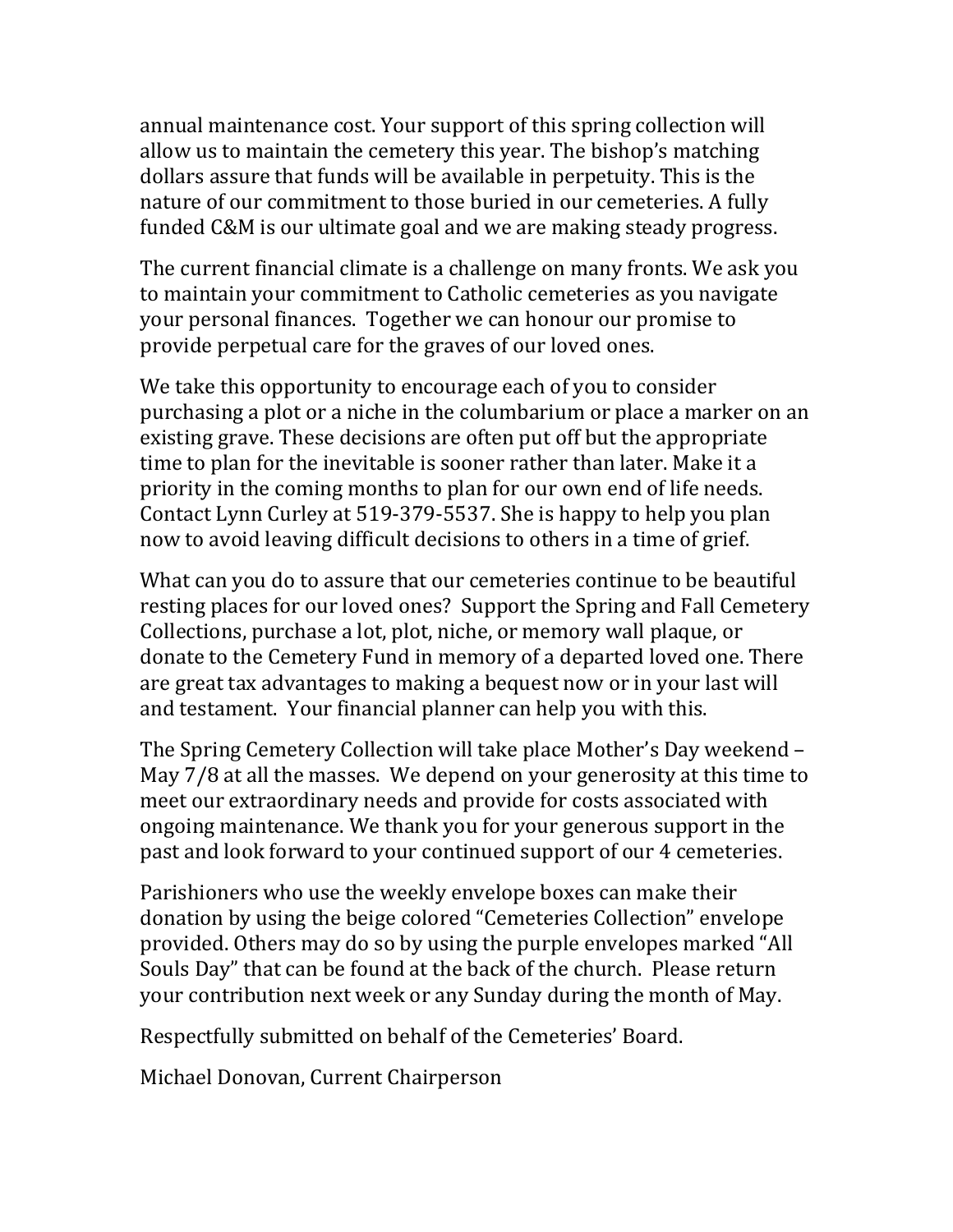annual maintenance cost. Your support of this spring collection will allow us to maintain the cemetery this year. The bishop's matching dollars assure that funds will be available in perpetuity. This is the nature of our commitment to those buried in our cemeteries. A fully funded C&M is our ultimate goal and we are making steady progress.

The current financial climate is a challenge on many fronts. We ask you to maintain your commitment to Catholic cemeteries as you navigate your personal finances. Together we can honour our promise to provide perpetual care for the graves of our loved ones.

We take this opportunity to encourage each of you to consider purchasing a plot or a niche in the columbarium or place a marker on an existing grave. These decisions are often put off but the appropriate time to plan for the inevitable is sooner rather than later. Make it a priority in the coming months to plan for our own end of life needs. Contact Lynn Curley at 519-379-5537. She is happy to help you plan now to avoid leaving difficult decisions to others in a time of grief.

What can you do to assure that our cemeteries continue to be beautiful resting places for our loved ones? Support the Spring and Fall Cemetery Collections, purchase a lot, plot, niche, or memory wall plaque, or donate to the Cemetery Fund in memory of a departed loved one. There are great tax advantages to making a bequest now or in your last will and testament. Your financial planner can help you with this.

The Spring Cemetery Collection will take place Mother's Day weekend – May 7/8 at all the masses. We depend on your generosity at this time to meet our extraordinary needs and provide for costs associated with ongoing maintenance. We thank you for your generous support in the past and look forward to your continued support of our 4 cemeteries.

Parishioners who use the weekly envelope boxes can make their donation by using the beige colored "Cemeteries Collection" envelope provided. Others may do so by using the purple envelopes marked "All Souls Day" that can be found at the back of the church. Please return your contribution next week or any Sunday during the month of May.

Respectfully submitted on behalf of the Cemeteries' Board.

Michael Donovan, Current Chairperson